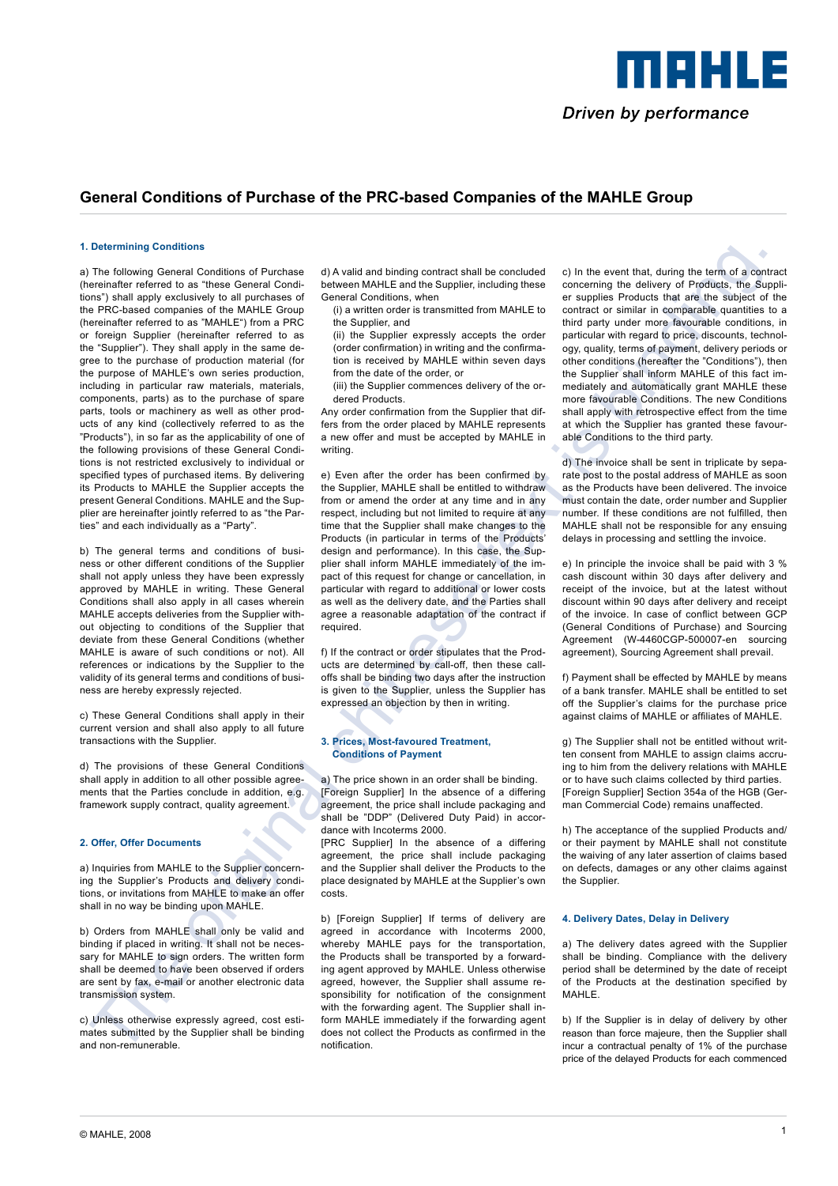# General Conditions of Purchase of the PRC-based Companies of the MAHLE Group

## 1. Determining Conditions

a) The following General Conditions of Purchase (hereinafter referred to as "these General Conditions") shall apply exclusively to all purchases of the PRC-based companies of the MAHLE Group (hereinafter referred to as "MAHLE") from a PRC or foreign Supplier (hereinafter referred to as the "Supplier"). They shall apply in the same degree to the purchase of production material (for the purpose of MAHLE's own series production, including in particular raw materials, materials, components, parts) as to the purchase of spare parts, tools or machinery as well as other products of any kind (collectively referred to as the "Products"), in so far as the applicability of one of the following provisions of these General Conditions is not restricted exclusively to individual or specified types of purchased items. By delivering its Products to MAHLE the Supplier accepts the present General Conditions. MAHLE and the Supplier are hereinafter jointly referred to as "the Parties" and each individually as a "Party".

b) The general terms and conditions of business or other different conditions of the Supplier shall not apply unless they have been expressly approved by MAHLE in writing. These General Conditions shall also apply in all cases wherein MAHLE accepts deliveries from the Supplier without objecting to conditions of the Supplier that deviate from these General Conditions (whether MAHLE is aware of such conditions or not). All references or indications by the Supplier to the validity of its general terms and conditions of business are hereby expressly rejected.

c) These General Conditions shall apply in their current version and shall also apply to all future transactions with the Supplier.

d) The provisions of these General Conditions shall apply in addition to all other possible agreements that the Parties conclude in addition, e.g. framework supply contract, quality agreement.

## 2. Offer, Offer Documents

a) Inquiries from MAHLE to the Supplier concerning the Supplier's Products and delivery conditions, or invitations from MAHLE to make an offer shall in no way be binding upon MAHLE.

b) Orders from MAHLE shall only be valid and binding if placed in writing. It shall not be necessary for MAHLE to sign orders. The written form shall be deemed to have been observed if orders are sent by fax, e-mail or another electronic data transmission system.

c) Unless otherwise expressly agreed, cost estimates submitted by the Supplier shall be binding and non-remunerable.

d) A valid and binding contract shall be concluded between MAHLE and the Supplier, including these General Conditions, when

(i) a written order is transmitted from MAHLE to the Supplier, and

(ii) the Supplier expressly accepts the order (order confirmation) in writing and the confirmation is received by MAHLE within seven days from the date of the order, or

(iii) the Supplier commences delivery of the ordered Products.

Any order confirmation from the Supplier that differs from the order placed by MAHLE represents a new offer and must be accepted by MAHLE in writing.

e) Even after the order has been confirmed by the Supplier, MAHLE shall be entitled to withdraw from or amend the order at any time and in any respect, including but not limited to require at any time that the Supplier shall make changes to the Products (in particular in terms of the Products' design and performance). In this case, the Supplier shall inform MAHLE immediately of the impact of this request for change or cancellation, in particular with regard to additional or lower costs as well as the delivery date, and the Parties shall agree a reasonable adaptation of the contract if required.

f) If the contract or order stipulates that the Products are determined by call-off, then these call-offs shall be binding two days after the instruction is given to the Supplier, unless the Supplier has expressed an objection by then in writing.

## 3. Prices, Most-favoured Treatment, Conditions of Payment

a) The price shown in an order shall be binding.
[Foreign Supplier] In the absence of a differing agreement, the price shall include packaging and shall be "DDP" (Delivered Duty Paid) in accordance with Incoterms 2000.
[PRC Supplier] In the absence of a differing agreement, the price shall include packaging and the Supplier shall deliver the Products to the place designated by MAHLE at the Supplier's own costs.

b) [Foreign Supplier] If terms of delivery are agreed in accordance with Incoterms 2000, whereby MAHLE pays for the transportation, the Products shall be transported by a forwarding agent approved by MAHLE. Unless otherwise agreed, however, the Supplier shall assume responsibility for notification of the consignment with the forwarding agent. The Supplier shall inform MAHLE immediately if the forwarding agent does not collect the Products as confirmed in the notification.

c) In the event that, during the term of a contract concerning the delivery of Products, the Supplier supplies Products that are the subject of the contract or similar in comparable quantities to a third party under more favourable conditions, in particular with regard to price, discounts, technology, quality, terms of payment, delivery periods or other conditions (hereafter the "Conditions"), then the Supplier shall inform MAHLE of this fact immediately and automatically grant MAHLE these more favourable Conditions. The new Conditions shall apply with retrospective effect from the time at which the Supplier has granted these favourable Conditions to the third party.

d) The invoice shall be sent in triplicate by separate post to the postal address of MAHLE as soon as the Products have been delivered. The invoice must contain the date, order number and Supplier number. If these conditions are not fulfilled, then MAHLE shall not be responsible for any ensuing delays in processing and settling the invoice.

e) In principle the invoice shall be paid with 3 % cash discount within 30 days after delivery and receipt of the invoice, but at the latest without discount within 90 days after delivery and receipt of the invoice. In case of conflict between GCP (General Conditions of Purchase) and Sourcing Agreement (W-4460CGP-500007-en sourcing agreement), Sourcing Agreement shall prevail.

f) Payment shall be effected by MAHLE by means of a bank transfer. MAHLE shall be entitled to set off the Supplier's claims for the purchase price against claims of MAHLE or affiliates of MAHLE.

g) The Supplier shall not be entitled without written consent from MAHLE to assign claims accruing to him from the delivery relations with MAHLE or to have such claims collected by third parties.
[Foreign Supplier] Section 354a of the HGB (German Commercial Code) remains unaffected.

h) The acceptance of the supplied Products and/or their payment by MAHLE shall not constitute the waiving of any later assertion of claims based on defects, damages or any other claims against the Supplier.

## 4. Delivery Dates, Delay in Delivery

a) The delivery dates agreed with the Supplier shall be binding. Compliance with the delivery period shall be determined by the date of receipt of the Products at the destination specified by MAHLE.

b) If the Supplier is in delay of delivery by other reason than force majeure, then the Supplier shall incur a contractual penalty of 1% of the purchase price of the delayed Products for each commenced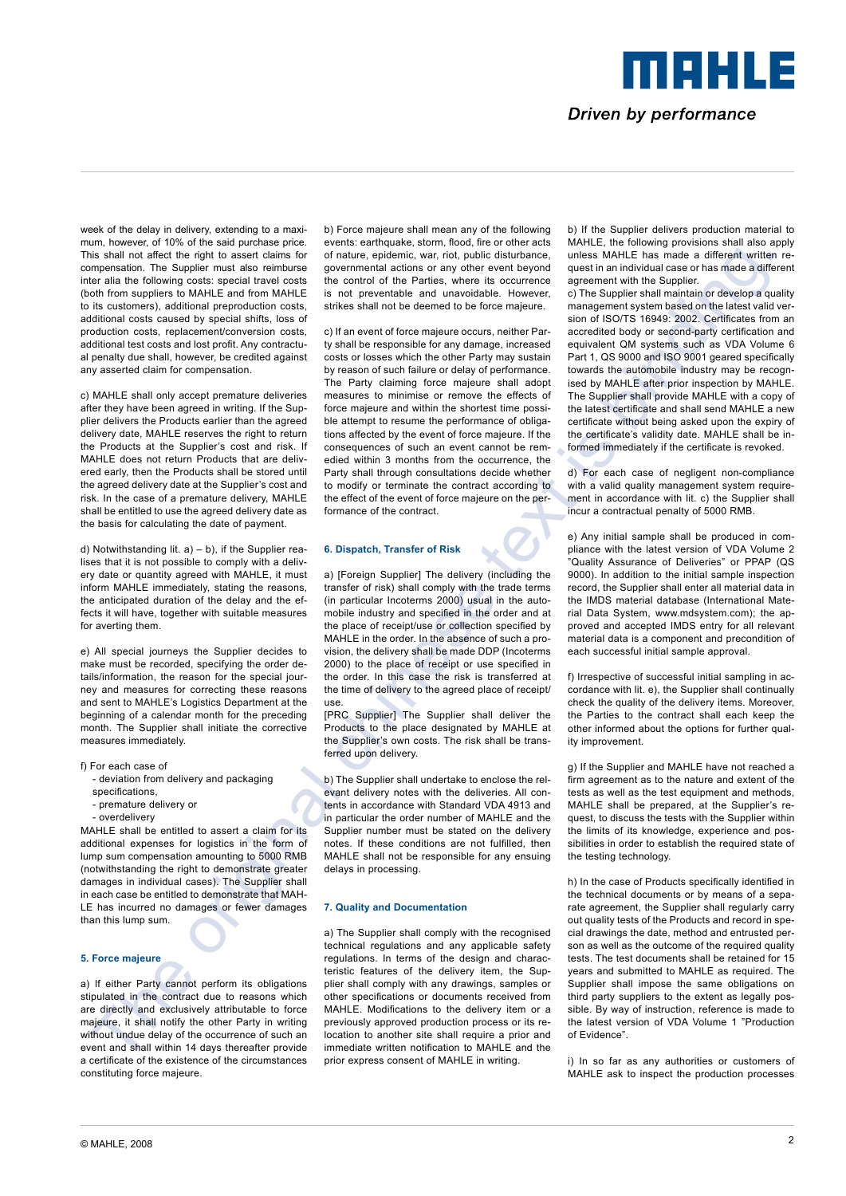week of the delay in delivery, extending to a maximum, however, of 10% of the said purchase price. This shall not affect the right to assert claims for compensation. The Supplier must also reimburse inter alia the following costs: special travel costs (both from suppliers to MAHLE and from MAHLE to its customers), additional preproduction costs, additional costs caused by special shifts, loss of production costs, replacement/conversion costs, additional test costs and lost profit. Any contractual penalty due shall, however, be credited against any asserted claim for compensation.

c) MAHLE shall only accept premature deliveries after they have been agreed in writing. If the Supplier delivers the Products earlier than the agreed delivery date, MAHLE reserves the right to return the Products at the Supplier's cost and risk. If MAHLE does not return Products that are delivered early, then the Products shall be stored until the agreed delivery date at the Supplier's cost and risk. In the case of a premature delivery, MAHLE shall be entitled to use the agreed delivery date as the basis for calculating the date of payment.

d) Notwithstanding lit. a) – b), if the Supplier realises that it is not possible to comply with a delivery date or quantity agreed with MAHLE, it must inform MAHLE immediately, stating the reasons, the anticipated duration of the delay and the effects it will have, together with suitable measures for averting them.

e) All special journeys the Supplier decides to make must be recorded, specifying the order details/information, the reason for the special journey and measures for correcting these reasons and sent to MAHLE's Logistics Department at the beginning of a calendar month for the preceding month. The Supplier shall initiate the corrective measures immediately.

f) For each case of
- deviation from delivery and packaging specifications,
- premature delivery or
- overdelivery

MAHLE shall be entitled to assert a claim for its additional expenses for logistics in the form of lump sum compensation amounting to 5000 RMB (notwithstanding the right to demonstrate greater damages in individual cases). The Supplier shall in each case be entitled to demonstrate that MAHLE has incurred no damages or fewer damages than this lump sum.

### 5. Force majeure

a) If either Party cannot perform its obligations stipulated in the contract due to reasons which are directly and exclusively attributable to force majeure, it shall notify the other Party in writing without undue delay of the occurrence of such an event and shall within 14 days thereafter provide a certificate of the existence of the circumstances constituting force majeure.

b) Force majeure shall mean any of the following events: earthquake, storm, flood, fire or other acts of nature, epidemic, war, riot, public disturbance, governmental actions or any other event beyond the control of the Parties, where its occurrence is not preventable and unavoidable. However, strikes shall not be deemed to be force majeure.

c) If an event of force majeure occurs, neither Party shall be responsible for any damage, increased costs or losses which the other Party may sustain by reason of such failure or delay of performance. The Party claiming force majeure shall adopt measures to minimise or remove the effects of force majeure and within the shortest time possible attempt to resume the performance of obligations affected by the event of force majeure. If the consequences of such an event cannot be remedied within 3 months from the occurrence, the Party shall through consultations decide whether to modify or terminate the contract according to the effect of the event of force majeure on the performance of the contract.

### 6. Dispatch, Transfer of Risk

a) [Foreign Supplier] The delivery (including the transfer of risk) shall comply with the trade terms (in particular Incoterms 2000) usual in the automobile industry and specified in the order and at the place of receipt/use or collection specified by MAHLE in the order. In the absence of such a provision, the delivery shall be made DDP (Incoterms 2000) to the place of receipt or use specified in the order. In this case the risk is transferred at the time of delivery to the agreed place of receipt/use.
[PRC Supplier] The Supplier shall deliver the Products to the place designated by MAHLE at the Supplier's own costs. The risk shall be transferred upon delivery.

b) The Supplier shall undertake to enclose the relevant delivery notes with the deliveries. All contents in accordance with Standard VDA 4913 and in particular the order number of MAHLE and the Supplier number must be stated on the delivery notes. If these conditions are not fulfilled, then MAHLE shall not be responsible for any ensuing delays in processing.

### 7. Quality and Documentation

a) The Supplier shall comply with the recognised technical regulations and any applicable safety regulations. In terms of the design and characteristic features of the delivery item, the Supplier shall comply with any drawings, samples or other specifications or documents received from MAHLE. Modifications to the delivery item or a previously approved production process or its relocation to another site shall require a prior and immediate written notification to MAHLE and the prior express consent of MAHLE in writing.

b) If the Supplier delivers production material to MAHLE, the following provisions shall also apply unless MAHLE has made a different written request in an individual case or has made a different agreement with the Supplier.

c) The Supplier shall maintain or develop a quality management system based on the latest valid version of ISO/TS 16949: 2002. Certificates from an accredited body or second-party certification and equivalent QM systems such as VDA Volume 6 Part 1, QS 9000 and ISO 9001 geared specifically towards the automobile industry may be recognised by MAHLE after prior inspection by MAHLE. The Supplier shall provide MAHLE with a copy of the latest certificate and shall send MAHLE a new certificate without being asked upon the expiry of the certificate's validity date. MAHLE shall be informed immediately if the certificate is revoked.

d) For each case of negligent non-compliance with a valid quality management system requirement in accordance with lit. c) the Supplier shall incur a contractual penalty of 5000 RMB.

e) Any initial sample shall be produced in compliance with the latest version of VDA Volume 2 "Quality Assurance of Deliveries" or PPAP (QS 9000). In addition to the initial sample inspection record, the Supplier shall enter all material data in the IMDS material database (International Material Data System, www.mdsystem.com); the approved and accepted IMDS entry for all relevant material data is a component and precondition of each successful initial sample approval.

f) Irrespective of successful initial sampling in accordance with lit. e), the Supplier shall continually check the quality of the delivery items. Moreover, the Parties to the contract shall each keep the other informed about the options for further quality improvement.

g) If the Supplier and MAHLE have not reached a firm agreement as to the nature and extent of the tests as well as the test equipment and methods, MAHLE shall be prepared, at the Supplier's request, to discuss the tests with the Supplier within the limits of its knowledge, experience and possibilities in order to establish the required state of the testing technology.

h) In the case of Products specifically identified in the technical documents or by means of a separate agreement, the Supplier shall regularly carry out quality tests of the Products and record in special drawings the date, method and entrusted person as well as the outcome of the required quality tests. The test documents shall be retained for 15 years and submitted to MAHLE as required. The Supplier shall impose the same obligations on third party suppliers to the extent as legally possible. By way of instruction, reference is made to the latest version of VDA Volume 1 "Production of Evidence".

i) In so far as any authorities or customers of MAHLE ask to inspect the production processes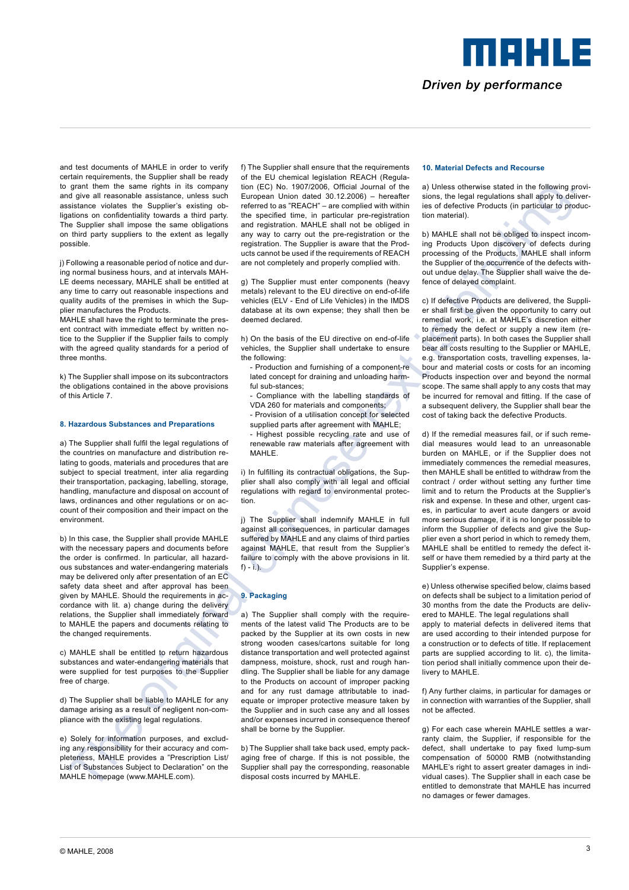and test documents of MAHLE in order to verify certain requirements, the Supplier shall be ready to grant them the same rights in its company and give all reasonable assistance, unless such assistance violates the Supplier's existing obligations on confidentiality towards a third party. The Supplier shall impose the same obligations on third party suppliers to the extent as legally possible.

j) Following a reasonable period of notice and during normal business hours, and at intervals MAHLE deems necessary, MAHLE shall be entitled at any time to carry out reasonable inspections and quality audits of the premises in which the Supplier manufactures the Products.
MAHLE shall have the right to terminate the present contract with immediate effect by written notice to the Supplier if the Supplier fails to comply with the agreed quality standards for a period of three months.

k) The Supplier shall impose on its subcontractors the obligations contained in the above provisions of this Article 7.

## 8. Hazardous Substances and Preparations

a) The Supplier shall fulfil the legal regulations of the countries on manufacture and distribution relating to goods, materials and procedures that are subject to special treatment, inter alia regarding their transportation, packaging, labelling, storage, handling, manufacture and disposal on account of laws, ordinances and other regulations or on account of their composition and their impact on the environment.

b) In this case, the Supplier shall provide MAHLE with the necessary papers and documents before the order is confirmed. In particular, all hazardous substances and water-endangering materials may be delivered only after presentation of an EC safety data sheet and after approval has been given by MAHLE. Should the requirements in accordance with lit. a) change during the delivery relations, the Supplier shall immediately forward to MAHLE the papers and documents relating to the changed requirements.

c) MAHLE shall be entitled to return hazardous substances and water-endangering materials that were supplied for test purposes to the Supplier free of charge.

d) The Supplier shall be liable to MAHLE for any damage arising as a result of negligent non-compliance with the existing legal regulations.

e) Solely for information purposes, and excluding any responsibility for their accuracy and completeness, MAHLE provides a "Prescription List/ List of Substances Subject to Declaration" on the MAHLE homepage (www.MAHLE.com).

f) The Supplier shall ensure that the requirements of the EU chemical legislation REACH (Regulation (EC) No. 1907/2006, Official Journal of the European Union dated 30.12.2006) – hereafter referred to as "REACH" – are complied with within the specified time, in particular pre-registration and registration. MAHLE shall not be obliged in any way to carry out the pre-registration or the registration. The Supplier is aware that the Products cannot be used if the requirements of REACH are not completely and properly complied with.

g) The Supplier must enter components (heavy metals) relevant to the EU directive on end-of-life vehicles (ELV - End of Life Vehicles) in the IMDS database at its own expense; they shall then be deemed declared.

h) On the basis of the EU directive on end-of-life vehicles, the Supplier shall undertake to ensure the following:
- Production and furnishing of a component-related concept for draining and unloading harmful sub-stances;
- Compliance with the labelling standards of VDA 260 for materials and components;
- Provision of a utilisation concept for selected supplied parts after agreement with MAHLE;
- Highest possible recycling rate and use of renewable raw materials after agreement with MAHLE.

i) In fulfilling its contractual obligations, the Supplier shall also comply with all legal and official regulations with regard to environmental protection.

j) The Supplier shall indemnify MAHLE in full against all consequences, in particular damages suffered by MAHLE and any claims of third parties against MAHLE, that result from the Supplier's failure to comply with the above provisions in lit. f) - i.).

## 9. Packaging

a) The Supplier shall comply with the requirements of the latest valid The Products are to be packed by the Supplier at its own costs in new strong wooden cases/cartons suitable for long distance transportation and well protected against dampness, moisture, shock, rust and rough handling. The Supplier shall be liable for any damage to the Products on account of improper packing and for any rust damage attributable to inadequate or improper protective measure taken by the Supplier and in such case any and all losses and/or expenses incurred in consequence thereof shall be borne by the Supplier.

b) The Supplier shall take back used, empty packaging free of charge. If this is not possible, the Supplier shall pay the corresponding, reasonable disposal costs incurred by MAHLE.

## 10. Material Defects and Recourse

a) Unless otherwise stated in the following provisions, the legal regulations shall apply to deliveries of defective Products (in particular to production material).

b) MAHLE shall not be obliged to inspect incoming Products Upon discovery of defects during processing of the Products, MAHLE shall inform the Supplier of the occurrence of the defects without undue delay. The Supplier shall waive the defence of delayed complaint.

c) If defective Products are delivered, the Supplier shall first be given the opportunity to carry out remedial work, i.e. at MAHLE's discretion either to remedy the defect or supply a new item (replacement parts). In both cases the Supplier shall bear all costs resulting to the Supplier or MAHLE, e.g. transportation costs, travelling expenses, labour and material costs or costs for an incoming Products inspection over and beyond the normal scope. The same shall apply to any costs that may be incurred for removal and fitting. If the case of a subsequent delivery, the Supplier shall bear the cost of taking back the defective Products.

d) If the remedial measures fail, or if such remedial measures would lead to an unreasonable burden on MAHLE, or if the Supplier does not immediately commences the remedial measures, then MAHLE shall be entitled to withdraw from the contract / order without setting any further time limit and to return the Products at the Supplier's risk and expense. In these and other, urgent cases, in particular to avert acute dangers or avoid more serious damage, if it is no longer possible to inform the Supplier of defects and give the Supplier even a short period in which to remedy them, MAHLE shall be entitled to remedy the defect itself or have them remedied by a third party at the Supplier's expense.

e) Unless otherwise specified below, claims based on defects shall be subject to a limitation period of 30 months from the date the Products are delivered to MAHLE. The legal regulations shall apply to material defects in delivered items that are used according to their intended purpose for a construction or to defects of title. If replacement parts are supplied according to lit. c), the limitation period shall initially commence upon their delivery to MAHLE.

f) Any further claims, in particular for damages or in connection with warranties of the Supplier, shall not be affected.

g) For each case wherein MAHLE settles a warranty claim, the Supplier, if responsible for the defect, shall undertake to pay fixed lump-sum compensation of 50000 RMB (notwithstanding MAHLE's right to assert greater damages in individual cases). The Supplier shall in each case be entitled to demonstrate that MAHLE has incurred no damages or fewer damages.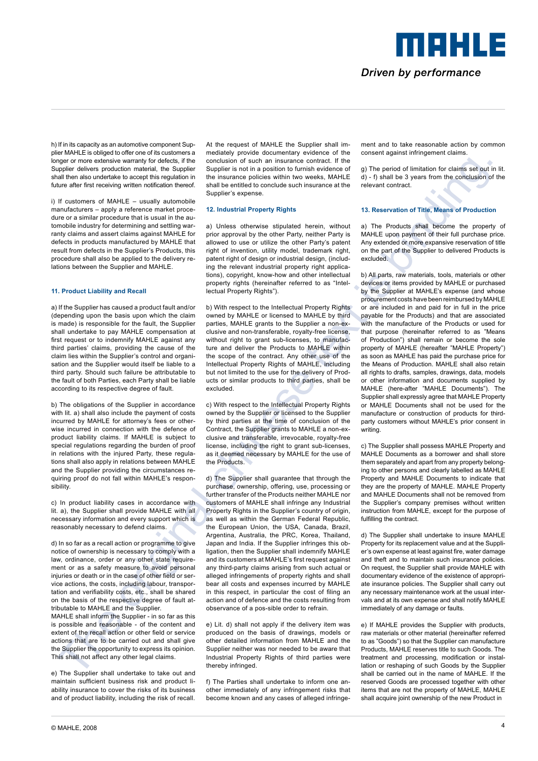h) If in its capacity as an automotive component Supplier MAHLE is obliged to offer one of its customers a longer or more extensive warranty for defects, if the Supplier delivers production material, the Supplier shall then also undertake to accept this regulation in future after first receiving written notification thereof.

i) If customers of MAHLE – usually automobile manufacturers – apply a reference market procedure or a similar procedure that is usual in the automobile industry for determining and settling warranty claims and assert claims against MAHLE for defects in products manufactured by MAHLE that result from defects in the Supplier's Products, this procedure shall also be applied to the delivery relations between the Supplier and MAHLE.

### 11. Product Liability and Recall

a) If the Supplier has caused a product fault and/or (depending upon the basis upon which the claim is made) is responsible for the fault, the Supplier shall undertake to pay MAHLE compensation at first request or to indemnify MAHLE against any third parties' claims, providing the cause of the claim lies within the Supplier's control and organisation and the Supplier would itself be liable to a third party. Should such failure be attributable to the fault of both Parties, each Party shall be liable according to its respective degree of fault.

b) The obligations of the Supplier in accordance with lit. a) shall also include the payment of costs incurred by MAHLE for attorney's fees or otherwise incurred in connection with the defence of product liability claims. If MAHLE is subject to special regulations regarding the burden of proof in relations with the injured Party, these regulations shall also apply in relations between MAHLE and the Supplier providing the circumstances requiring proof do not fall within MAHLE's responsibility.

c) In product liability cases in accordance with lit. a), the Supplier shall provide MAHLE with all necessary information and every support which is reasonably necessary to defend claims.

d) In so far as a recall action or programme to give notice of ownership is necessary to comply with a law, ordinance, order or any other state requirement or as a safety measure to avoid personal injuries or death or in the case of other field or service actions, the costs, including labour, transportation and verifiability costs, etc., shall be shared on the basis of the respective degree of fault attributable to MAHLE and the Supplier.
MAHLE shall inform the Supplier - in so far as this is possible and reasonable - of the content and extent of the recall action or other field or service actions that are to be carried out and shall give the Supplier the opportunity to express its opinion. This shall not affect any other legal claims.

e) The Supplier shall undertake to take out and maintain sufficient business risk and product liability insurance to cover the risks of its business and of product liability, including the risk of recall. At the request of MAHLE the Supplier shall immediately provide documentary evidence of the conclusion of such an insurance contract. If the Supplier is not in a position to furnish evidence of the insurance policies within two weeks, MAHLE shall be entitled to conclude such insurance at the Supplier's expense.

### 12. Industrial Property Rights

a) Unless otherwise stipulated herein, without prior approval by the other Party, neither Party is allowed to use or utilize the other Party's patent right of invention, utility model, trademark right, patent right of design or industrial design, (including the relevant industrial property right applications), copyright, know-how and other intellectual property rights (hereinafter referred to as "Intellectual Property Rights").

b) With respect to the Intellectual Property Rights owned by MAHLE or licensed to MAHLE by third parties, MAHLE grants to the Supplier a non-exclusive and non-transferable, royalty-free license, without right to grant sub-licenses, to manufacture and deliver the Products to MAHLE within the scope of the contract. Any other use of the Intellectual Property Rights of MAHLE, including but not limited to the use for the delivery of Products or similar products to third parties, shall be excluded.

c) With respect to the Intellectual Property Rights owned by the Supplier or licensed to the Supplier by third parties at the time of conclusion of the Contract, the Supplier grants to MAHLE a non-exclusive and transferable, irrevocable, royalty-free license, including the right to grant sub-licenses, as it deemed necessary by MAHLE for the use of the Products.

d) The Supplier shall guarantee that through the purchase, ownership, offering, use, processing or further transfer of the Products neither MAHLE nor customers of MAHLE shall infringe any Industrial Property Rights in the Supplier's country of origin, as well as within the German Federal Republic, the European Union, the USA, Canada, Brazil, Argentina, Australia, the PRC, Korea, Thailand, Japan and India. If the Supplier infringes this obligation, then the Supplier shall indemnify MAHLE and its customers at MAHLE's first request against any third-party claims arising from such actual or alleged infringements of property rights and shall bear all costs and expenses incurred by MAHLE in this respect, in particular the cost of filing an action and of defence and the costs resulting from observance of a pos-sible order to refrain.

e) Lit. d) shall not apply if the delivery item was produced on the basis of drawings, models or other detailed information from MAHLE and the Supplier neither was nor needed to be aware that Industrial Property Rights of third parties were thereby infringed.

f) The Parties shall undertake to inform one another immediately of any infringement risks that become known and any cases of alleged infringement and to take reasonable action by common consent against infringement claims.

g) The period of limitation for claims set out in lit. d) - f) shall be 3 years from the conclusion of the relevant contract.

### 13. Reservation of Title, Means of Production

a) The Products shall become the property of MAHLE upon payment of their full purchase price. Any extended or more expansive reservation of title on the part of the Supplier to delivered Products is excluded.

b) All parts, raw materials, tools, materials or other devices or items provided by MAHLE or purchased by the Supplier at MAHLE's expense (and whose procurement costs have been reimbursed by MAHLE or are included in and paid for in full in the price payable for the Products) and that are associated with the manufacture of the Products or used for that purpose (hereinafter referred to as "Means of Production") shall remain or become the sole property of MAHLE (hereafter "MAHLE Property") as soon as MAHLE has paid the purchase price for the Means of Production. MAHLE shall also retain all rights to drafts, samples, drawings, data, models or other information and documents supplied by MAHLE (here-after "MAHLE Documents"). The Supplier shall expressly agree that MAHLE Property or MAHLE Documents shall not be used for the manufacture or construction of products for third-party customers without MAHLE's prior consent in writing.

c) The Supplier shall possess MAHLE Property and MAHLE Documents as a borrower and shall store them separately and apart from any property belonging to other persons and clearly labelled as MAHLE Property and MAHLE Documents to indicate that they are the property of MAHLE. MAHLE Property and MAHLE Documents shall not be removed from the Supplier's company premises without written instruction from MAHLE, except for the purpose of fulfilling the contract.

d) The Supplier shall undertake to insure MAHLE Property for its replacement value and at the Supplier's own expense at least against fire, water damage and theft and to maintain such insurance policies. On request, the Supplier shall provide MAHLE with documentary evidence of the existence of appropriate insurance policies. The Supplier shall carry out any necessary maintenance work at the usual intervals and at its own expense and shall notify MAHLE immediately of any damage or faults.

e) If MAHLE provides the Supplier with products, raw materials or other material (hereinafter referred to as "Goods") so that the Supplier can manufacture Products, MAHLE reserves title to such Goods. The treatment and processing, modification or installation or reshaping of such Goods by the Supplier shall be carried out in the name of MAHLE. If the reserved Goods are processed together with other items that are not the property of MAHLE, MAHLE shall acquire joint ownership of the new Product in

© MAHLE, 2008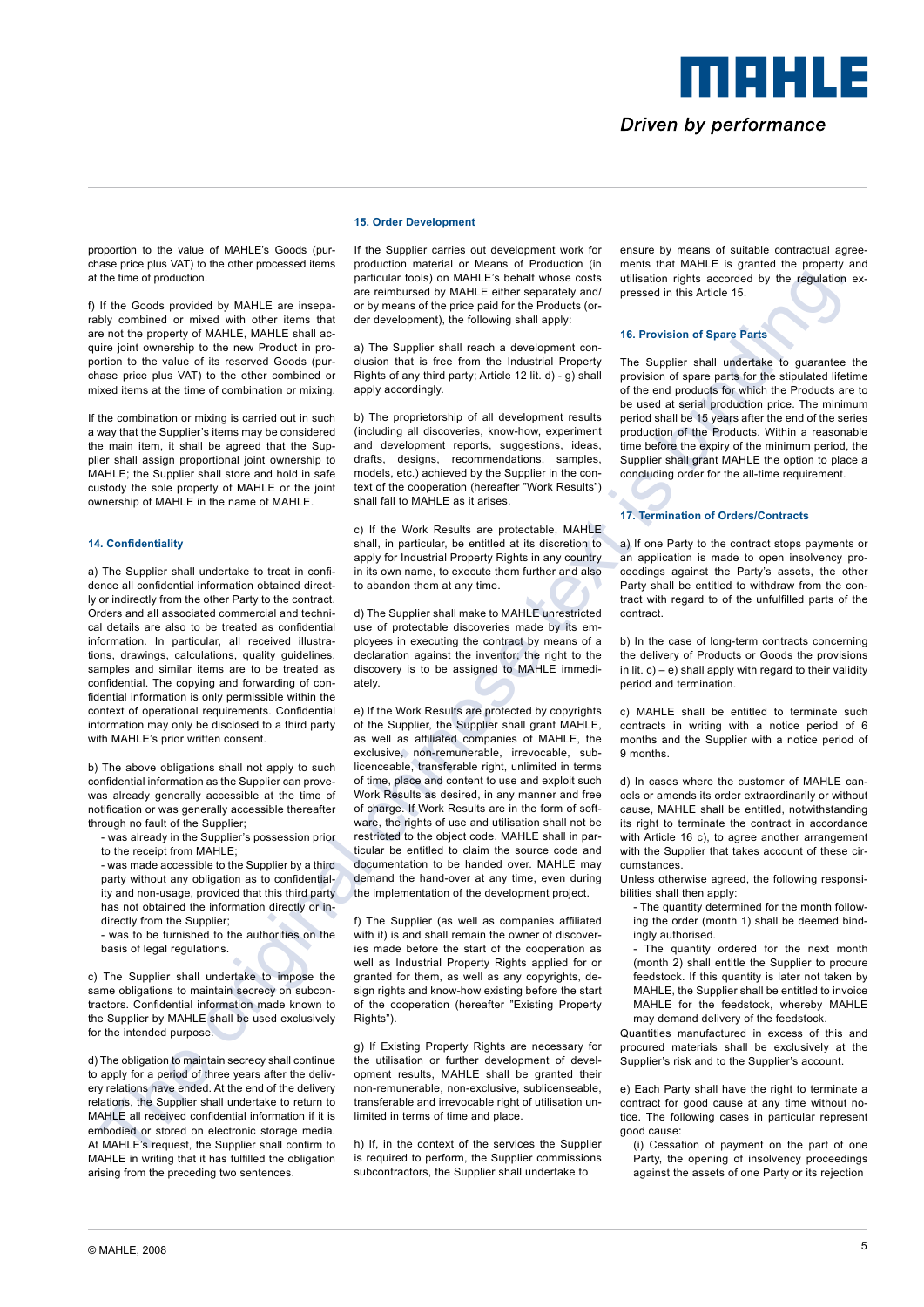proportion to the value of MAHLE's Goods (purchase price plus VAT) to the other processed items at the time of production.

f) If the Goods provided by MAHLE are inseparably combined or mixed with other items that are not the property of MAHLE, MAHLE shall acquire joint ownership to the new Product in proportion to the value of its reserved Goods (purchase price plus VAT) to the other combined or mixed items at the time of combination or mixing.

If the combination or mixing is carried out in such a way that the Supplier's items may be considered the main item, it shall be agreed that the Supplier shall assign proportional joint ownership to MAHLE; the Supplier shall store and hold in safe custody the sole property of MAHLE or the joint ownership of MAHLE in the name of MAHLE.

## 14. Confidentiality

a) The Supplier shall undertake to treat in confidence all confidential information obtained directly or indirectly from the other Party to the contract. Orders and all associated commercial and technical details are also to be treated as confidential information. In particular, all received illustrations, drawings, calculations, quality guidelines, samples and similar items are to be treated as confidential. The copying and forwarding of confidential information is only permissible within the context of operational requirements. Confidential information may only be disclosed to a third party with MAHLE's prior written consent.

b) The above obligations shall not apply to such confidential information as the Supplier can prove-was already generally accessible at the time of notification or was generally accessible thereafter through no fault of the Supplier;
- was already in the Supplier's possession prior to the receipt from MAHLE;
- was made accessible to the Supplier by a third party without any obligation as to confidentiality and non-usage, provided that this third party has not obtained the information directly or indirectly from the Supplier;
- was to be furnished to the authorities on the basis of legal regulations.

c) The Supplier shall undertake to impose the same obligations to maintain secrecy on subcontractors. Confidential information made known to the Supplier by MAHLE shall be used exclusively for the intended purpose.

d) The obligation to maintain secrecy shall continue to apply for a period of three years after the delivery relations have ended. At the end of the delivery relations, the Supplier shall undertake to return to MAHLE all received confidential information if it is embodied or stored on electronic storage media. At MAHLE's request, the Supplier shall confirm to MAHLE in writing that it has fulfilled the obligation arising from the preceding two sentences.

## 15. Order Development

If the Supplier carries out development work for production material or Means of Production (in particular tools) on MAHLE's behalf whose costs are reimbursed by MAHLE either separately and/or by means of the price paid for the Products (order development), the following shall apply:

a) The Supplier shall reach a development conclusion that is free from the Industrial Property Rights of any third party; Article 12 lit. d) - g) shall apply accordingly.

b) The proprietorship of all development results (including all discoveries, know-how, experiment and development reports, suggestions, ideas, drafts, designs, recommendations, samples, models, etc.) achieved by the Supplier in the context of the cooperation (hereafter "Work Results") shall fall to MAHLE as it arises.

c) If the Work Results are protectable, MAHLE shall, in particular, be entitled at its discretion to apply for Industrial Property Rights in any country in its own name, to execute them further and also to abandon them at any time.

d) The Supplier shall make to MAHLE unrestricted use of protectable discoveries made by its employees in executing the contract by means of a declaration against the inventor; the right to the discovery is to be assigned to MAHLE immediately.

e) If the Work Results are protected by copyrights of the Supplier, the Supplier shall grant MAHLE, as well as affiliated companies of MAHLE, the exclusive, non-remunerable, irrevocable, sublicenceable, transferable right, unlimited in terms of time, place and content to use and exploit such Work Results as desired, in any manner and free of charge. If Work Results are in the form of software, the rights of use and utilisation shall not be restricted to the object code. MAHLE shall in particular be entitled to claim the source code and documentation to be handed over. MAHLE may demand the hand-over at any time, even during the implementation of the development project.

f) The Supplier (as well as companies affiliated with it) is and shall remain the owner of discoveries made before the start of the cooperation as well as Industrial Property Rights applied for or granted for them, as well as any copyrights, design rights and know-how existing before the start of the cooperation (hereafter "Existing Property Rights").

g) If Existing Property Rights are necessary for the utilisation or further development of development results, MAHLE shall be granted their non-remunerable, non-exclusive, sublicenceable, transferable and irrevocable right of utilisation unlimited in terms of time and place.

h) If, in the context of the services the Supplier is required to perform, the Supplier commissions subcontractors, the Supplier shall undertake to ensure by means of suitable contractual agreements that MAHLE is granted the property and utilisation rights accorded by the regulation expressed in this Article 15.

## 16. Provision of Spare Parts

The Supplier shall undertake to guarantee the provision of spare parts for the stipulated lifetime of the end products for which the Products are to be used at serial production price. The minimum period shall be 15 years after the end of the series production of the Products. Within a reasonable time before the expiry of the minimum period, the Supplier shall grant MAHLE the option to place a concluding order for the all-time requirement.

## 17. Termination of Orders/Contracts

a) If one Party to the contract stops payments or an application is made to open insolvency proceedings against the Party's assets, the other Party shall be entitled to withdraw from the contract with regard to of the unfulfilled parts of the contract.

b) In the case of long-term contracts concerning the delivery of Products or Goods the provisions in lit. c) – e) shall apply with regard to their validity period and termination.

c) MAHLE shall be entitled to terminate such contracts in writing with a notice period of 6 months and the Supplier with a notice period of 9 months.

d) In cases where the customer of MAHLE cancels or amends its order extraordinarily or without cause, MAHLE shall be entitled, notwithstanding its right to terminate the contract in accordance with Article 16 c), to agree another arrangement with the Supplier that takes account of these circumstances.

Unless otherwise agreed, the following responsibilities shall then apply:
- The quantity determined for the month following the order (month 1) shall be deemed bindingly authorised.
- The quantity ordered for the next month (month 2) shall entitle the Supplier to procure feedstock. If this quantity is later not taken by MAHLE, the Supplier shall be entitled to invoice MAHLE for the feedstock, whereby MAHLE may demand delivery of the feedstock.

Quantities manufactured in excess of this and procured materials shall be exclusively at the Supplier's risk and to the Supplier's account.

e) Each Party shall have the right to terminate a contract for good cause at any time without notice. The following cases in particular represent good cause:

(i) Cessation of payment on the part of one Party, the opening of insolvency proceedings against the assets of one Party or its rejection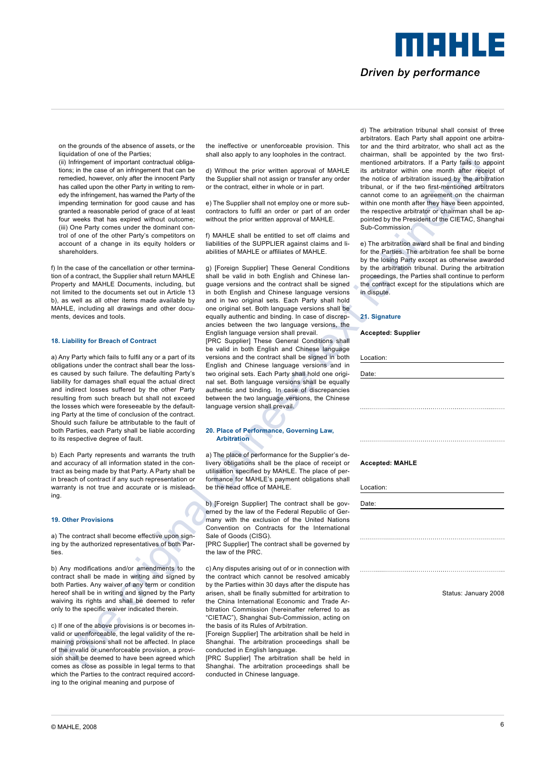on the grounds of the absence of assets, or the liquidation of one of the Parties;
(ii) Infringement of important contractual obligations; in the case of an infringement that can be remedied, however, only after the innocent Party has called upon the other Party in writing to remedy the infringement, has warned the Party of the impending termination for good cause and has granted a reasonable period of grace of at least four weeks that has expired without outcome;
(iii) One Party comes under the dominant control of one of the other Party's competitors on account of a change in its equity holders or shareholders.

f) In the case of the cancellation or other termination of a contract, the Supplier shall return MAHLE Property and MAHLE Documents, including, but not limited to the documents set out in Article 13 b), as well as all other items made available by MAHLE, including all drawings and other documents, devices and tools.

### 18. Liability for Breach of Contract

a) Any Party which fails to fulfil any or a part of its obligations under the contract shall bear the losses caused by such failure. The defaulting Party's liability for damages shall equal the actual direct and indirect losses suffered by the other Party resulting from such breach but shall not exceed the losses which were foreseeable by the defaulting Party at the time of conclusion of the contract. Should such failure be attributable to the fault of both Parties, each Party shall be liable according to its respective degree of fault.

b) Each Party represents and warrants the truth and accuracy of all information stated in the contract as being made by that Party. A Party shall be in breach of contract if any such representation or warranty is not true and accurate or is misleading.

### 19. Other Provisions

a) The contract shall become effective upon signing by the authorized representatives of both Parties.

b) Any modifications and/or amendments to the contract shall be made in writing and signed by both Parties. Any waiver of any term or condition hereof shall be in writing and signed by the Party waiving its rights and shall be deemed to refer only to the specific waiver indicated therein.

c) If one of the above provisions is or becomes invalid or unenforceable, the legal validity of the remaining provisions shall not be affected. In place of the invalid or unenforceable provision, a provision shall be deemed to have been agreed which comes as close as possible in legal terms to that which the Parties to the contract required according to the original meaning and purpose of the ineffective or unenforceable provision. This shall also apply to any loopholes in the contract.

d) Without the prior written approval of MAHLE the Supplier shall not assign or transfer any order or the contract, either in whole or in part.

e) The Supplier shall not employ one or more subcontractors to fulfil an order or part of an order without the prior written approval of MAHLE.

f) MAHLE shall be entitled to set off claims and liabilities of the SUPPLIER against claims and liabilities of MAHLE or affiliates of MAHLE.

g) [Foreign Supplier] These General Conditions shall be valid in both English and Chinese language versions and the contract shall be signed in both English and Chinese language versions and in two original sets. Each Party shall hold one original set. Both language versions shall be equally authentic and binding. In case of discrepancies between the two language versions, the English language version shall prevail.
[PRC Supplier] These General Conditions shall be valid in both English and Chinese language versions and the contract shall be signed in both English and Chinese language versions and in two original sets. Each Party shall hold one original set. Both language versions shall be equally authentic and binding. In case of discrepancies between the two language versions, the Chinese language version shall prevail.

### 20. Place of Performance, Governing Law, Arbitration

a) The place of performance for the Supplier's delivery obligations shall be the place of receipt or utilisation specified by MAHLE. The place of performance for MAHLE's payment obligations shall be the head office of MAHLE.

b) [Foreign Supplier] The contract shall be governed by the law of the Federal Republic of Germany with the exclusion of the United Nations Convention on Contracts for the International Sale of Goods (CISG).
[PRC Supplier] The contract shall be governed by the law of the PRC.

c) Any disputes arising out of or in connection with the contract which cannot be resolved amicably by the Parties within 30 days after the dispute has arisen, shall be finally submitted for arbitration to the China International Economic and Trade Arbitration Commission (hereinafter referred to as "CIETAC"), Shanghai Sub-Commission, acting on the basis of its Rules of Arbitration.
[Foreign Supplier] The arbitration shall be held in Shanghai. The arbitration proceedings shall be conducted in English language.
[PRC Supplier] The arbitration shall be held in Shanghai. The arbitration proceedings shall be conducted in Chinese language.

d) The arbitration tribunal shall consist of three arbitrators. Each Party shall appoint one arbitrator and the third arbitrator, who shall act as the chairman, shall be appointed by the two first-mentioned arbitrators. If a Party fails to appoint its arbitrator within one month after receipt of the notice of arbitration issued by the arbitration tribunal, or if the two first-mentioned arbitrators cannot come to an agreement on the chairman within one month after they have been appointed, the respective arbitrator or chairman shall be appointed by the President of the CIETAC, Shanghai Sub-Commission.

e) The arbitration award shall be final and binding for the Parties. The arbitration fee shall be borne by the losing Party except as otherwise awarded by the arbitration tribunal. During the arbitration proceedings, the Parties shall continue to perform the contract except for the stipulations which are in dispute.

### 21. Signature

**Accepted: Supplier**

Location:

Date:

..............................................................................

..............................................................................

**Accepted: MAHLE**

Location:

Date:

..............................................................................

..............................................................................

Status: January 2008

© MAHLE, 2008